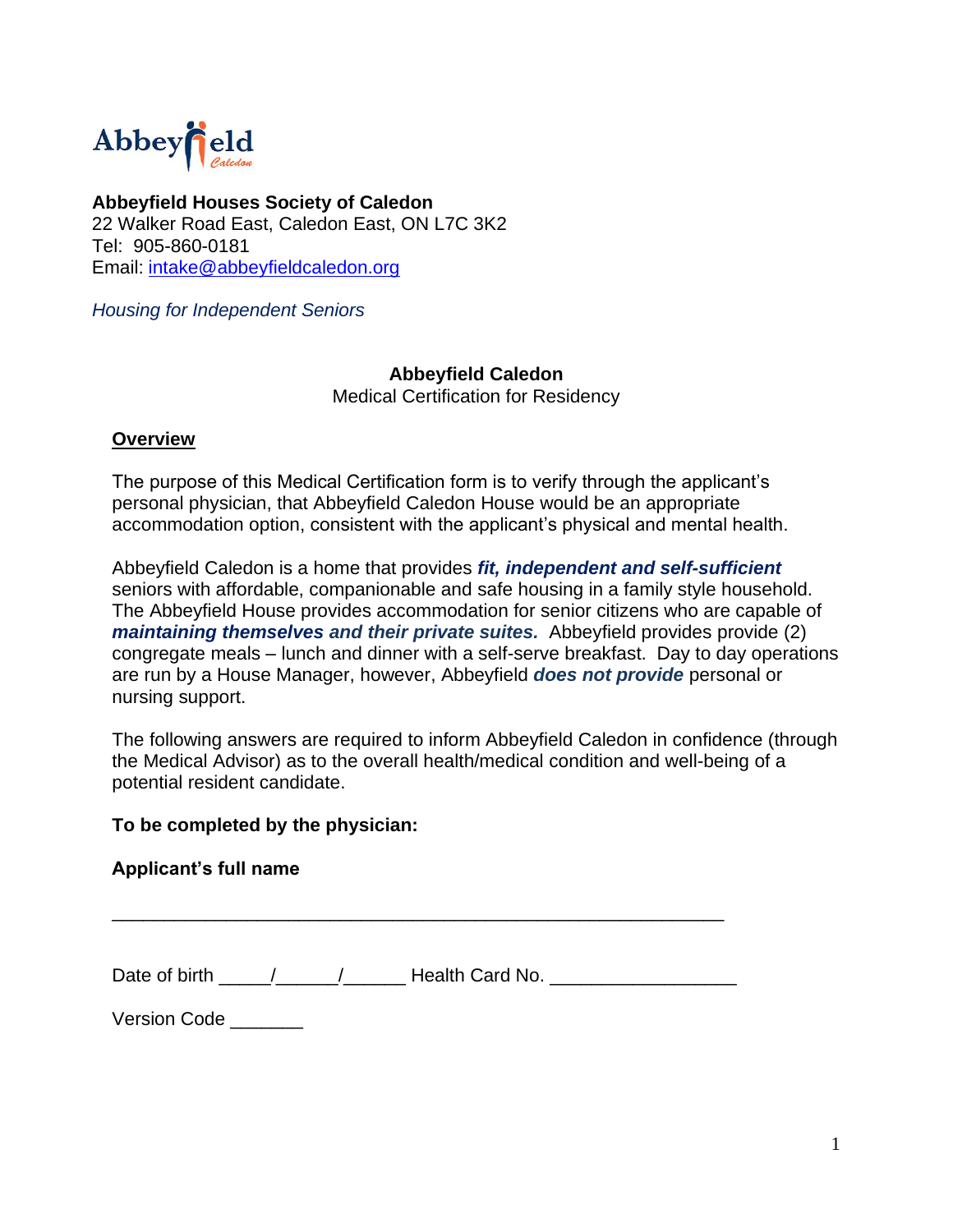**Abbeyfield Houses Society of Caledon**
22 Walker Road East, Caledon East, ON L7C 3K2
Tel: 905-860-0181
Email: intake@abbeyfieldcaledon.org

*Housing for Independent Seniors*

**Abbeyfield Caledon**
Medical Certification for Residency

## Overview

The purpose of this Medical Certification form is to verify through the applicant's personal physician, that Abbeyfield Caledon House would be an appropriate accommodation option, consistent with the applicant's physical and mental health.

Abbeyfield Caledon is a home that provides ***fit, independent and self-sufficient*** seniors with affordable, companionable and safe housing in a family style household. The Abbeyfield House provides accommodation for senior citizens who are capable of ***maintaining themselves and their private suites.*** Abbeyfield provides provide (2) congregate meals – lunch and dinner with a self-serve breakfast. Day to day operations are run by a House Manager, however, Abbeyfield ***does not provide*** personal or nursing support.

The following answers are required to inform Abbeyfield Caledon in confidence (through the Medical Advisor) as to the overall health/medical condition and well-being of a potential resident candidate.

**To be completed by the physician:**

**Applicant's full name**

_____________________________________________________________

Date of birth _____/______/______ Health Card No. __________________

Version Code _______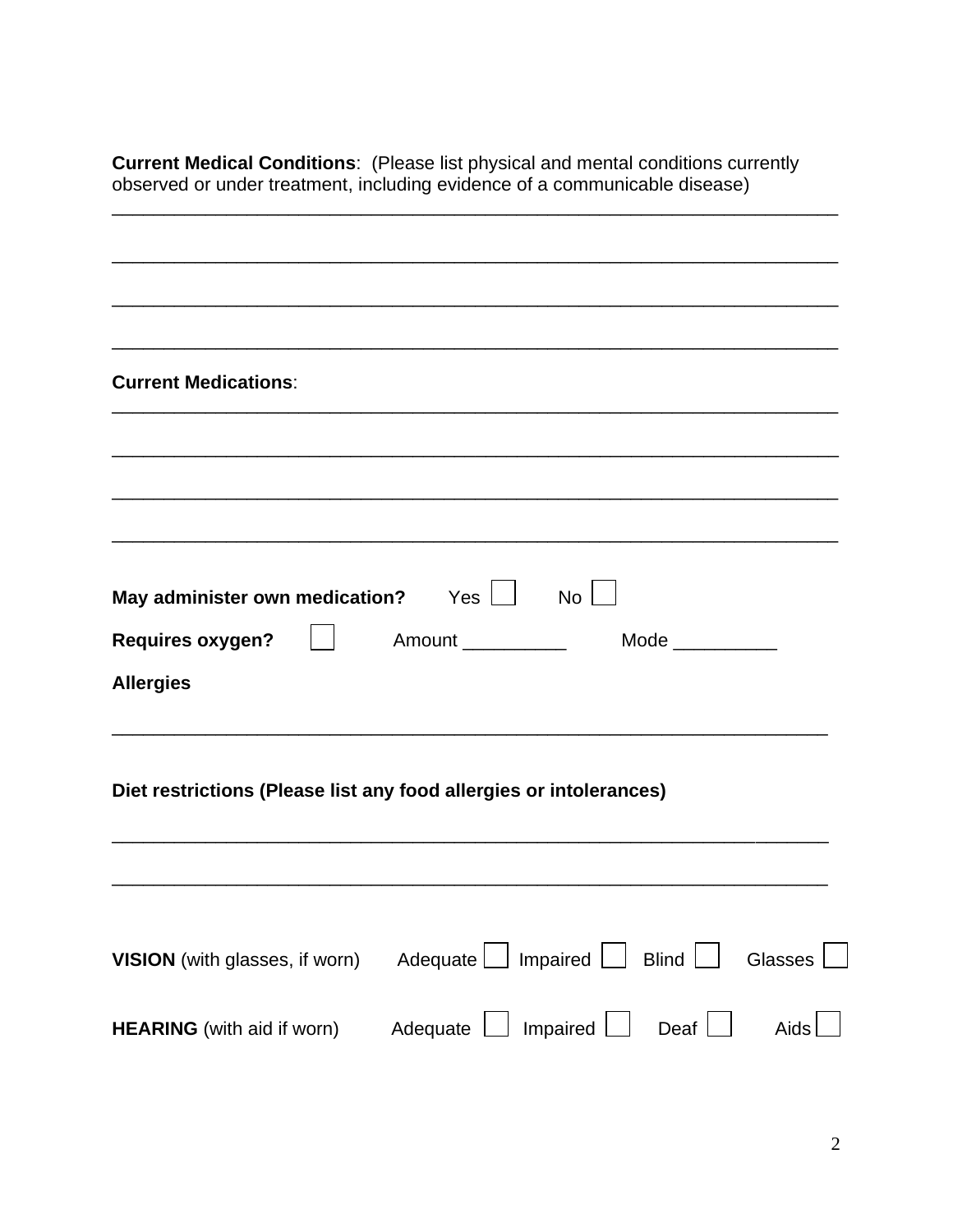**Current Medical Conditions**: (Please list physical and mental conditions currently observed or under treatment, including evidence of a communicable disease)

______________________________________________________________________

______________________________________________________________________

______________________________________________________________________

______________________________________________________________________

**Current Medications**:

______________________________________________________________________

______________________________________________________________________

______________________________________________________________________

______________________________________________________________________

**May administer own medication?** Yes ☐ No ☐

**Requires oxygen?** ☐ Amount __________ Mode __________

**Allergies**

______________________________________________________________________

**Diet restrictions (Please list any food allergies or intolerances)**

______________________________________________________________________

______________________________________________________________________

**VISION** (with glasses, if worn) Adequate ☐ Impaired ☐ Blind ☐ Glasses ☐

**HEARING** (with aid if worn) Adequate ☐ Impaired ☐ Deaf ☐ Aids ☐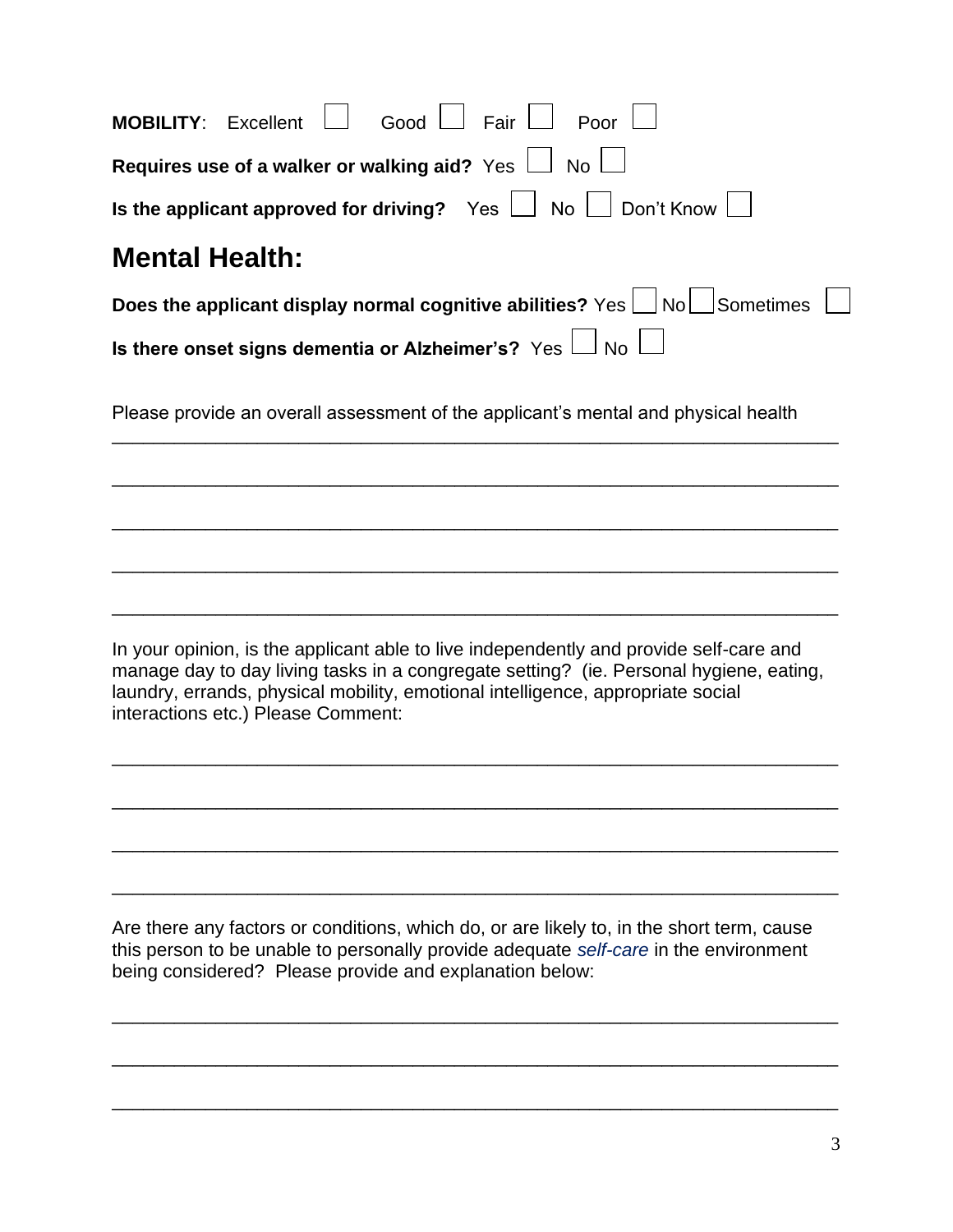**MOBILITY**: Excellent ☐ Good ☐ Fair ☐ Poor ☐

**Requires use of a walker or walking aid?** Yes ☐ No ☐

**Is the applicant approved for driving?** Yes ☐ No ☐ Don't Know ☐

## Mental Health:

**Does the applicant display normal cognitive abilities?** Yes ☐ No ☐ Sometimes ☐

**Is there onset signs dementia or Alzheimer's?** Yes ☐ No ☐

Please provide an overall assessment of the applicant's mental and physical health

______________________________________________________________________

______________________________________________________________________

______________________________________________________________________

______________________________________________________________________

______________________________________________________________________

In your opinion, is the applicant able to live independently and provide self-care and manage day to day living tasks in a congregate setting? (ie. Personal hygiene, eating, laundry, errands, physical mobility, emotional intelligence, appropriate social interactions etc.) Please Comment:

______________________________________________________________________

______________________________________________________________________

______________________________________________________________________

______________________________________________________________________

Are there any factors or conditions, which do, or are likely to, in the short term, cause this person to be unable to personally provide adequate *self-care* in the environment being considered? Please provide and explanation below:

______________________________________________________________________

______________________________________________________________________

______________________________________________________________________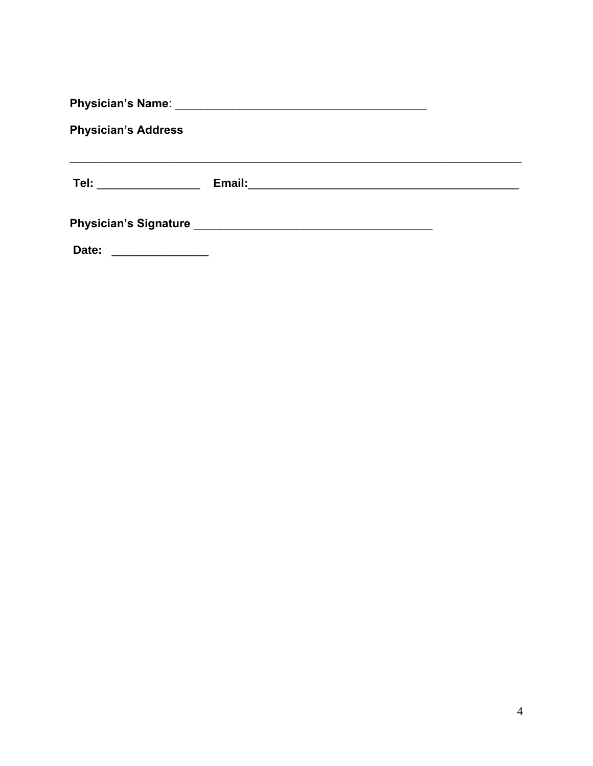**Physician's Name**: ______________________________________

**Physician's Address**

____________________________________________________________________

**Tel:** ________________ **Email:**________________________________________

**Physician's Signature** ____________________________________

**Date:** _______________